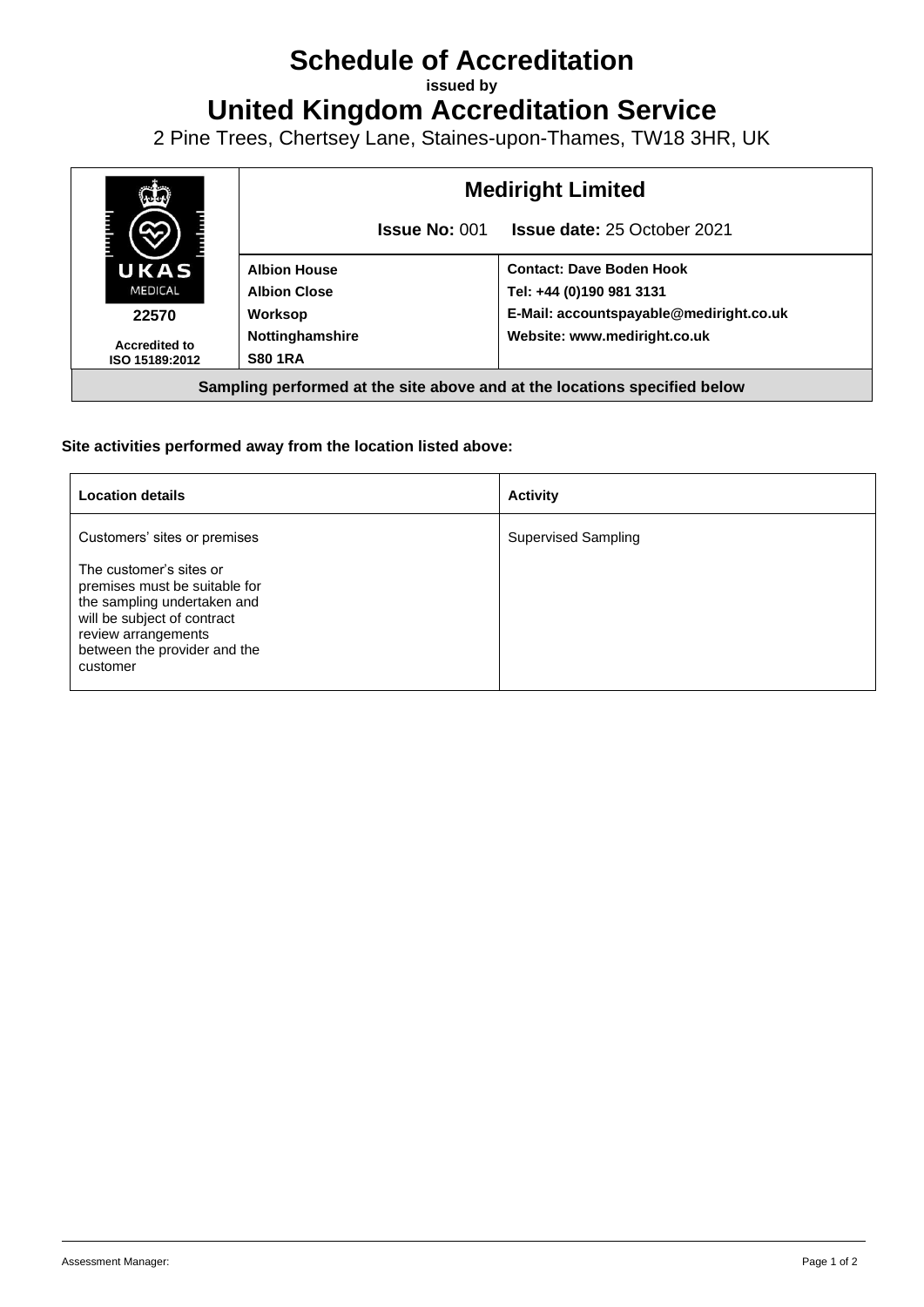# Schedule of Accreditation

**issued by**

# United Kingdom Accreditation Service

2 Pine Trees, Chertsey Lane, Staines-upon-Thames, TW18 3HR, UK

| UKAS MEDICAL | **Medirght Limited** | |
|---|---|---|
| | **Issue No:** 001 | **Issue date:** 25 October 2021 |
| **22570** | **Albion House** | **Contact: Dave Boden Hook** |
| | **Albion Close** | **Tel: +44 (0)190 981 3131** |
| **Accredited to ISO 15189:2012** | **Worksop** | **E-Mail: accountspayable@mediright.co.uk** |
| | **Nottinghamshire** | **Website: www.mediright.co.uk** |
| | **S80 1RA** | |

**Sampling performed at the site above and at the locations specified below**

**Site activities performed away from the location listed above:**

| **Location details** | **Activity** |
|---|---|
| Customers' sites or premises<br><br>The customer's sites or premises must be suitable for the sampling undertaken and will be subject of contract review arrangements between the provider and the customer | Supervised Sampling |

Assessment Manager: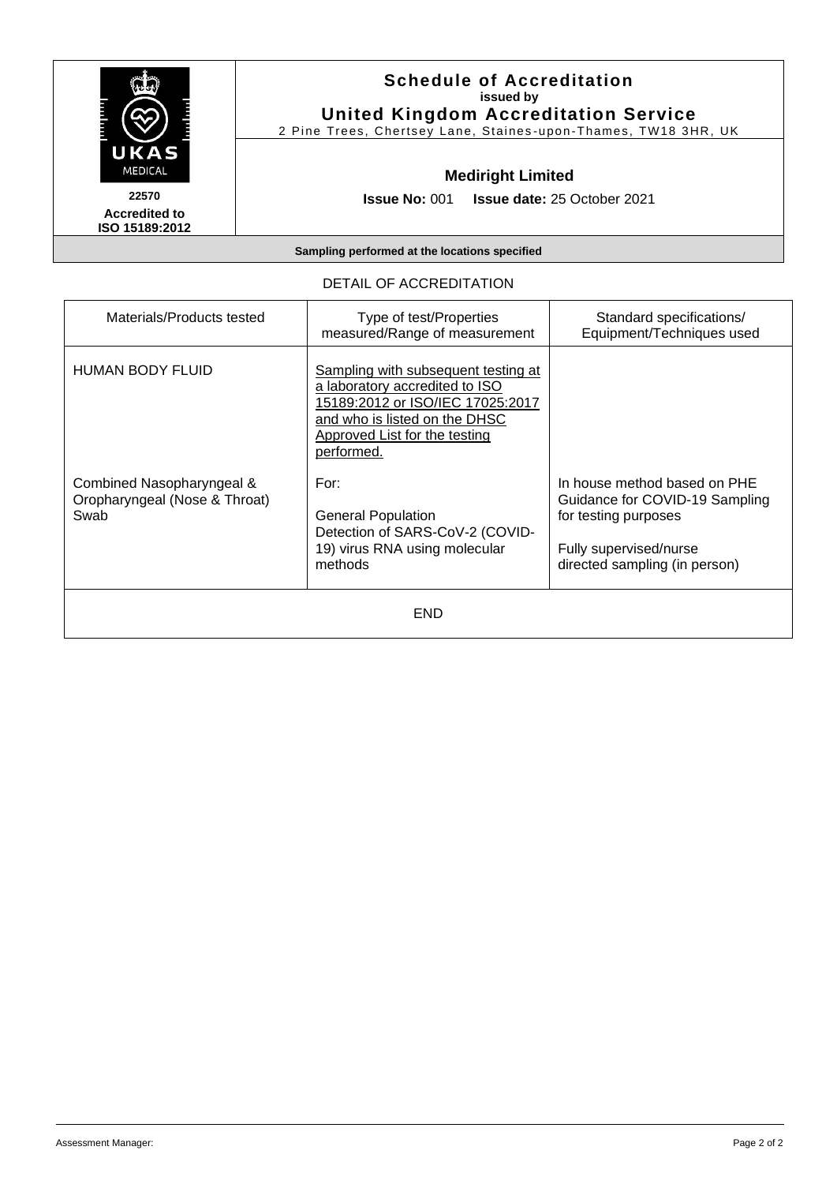# Schedule of Accreditation
**issued by**
**United Kingdom Accreditation Service**
2 Pine Trees, Chertsey Lane, Staines-upon-Thames, TW18 3HR, UK

UKAS MEDICAL

**22570**
**Accredited to ISO 15189:2012**

## Mediright Limited

**Issue No:** 001 **Issue date:** 25 October 2021

**Sampling performed at the locations specified**

### DETAIL OF ACCREDITATION

| Materials/Products tested | Type of test/Properties measured/Range of measurement | Standard specifications/ Equipment/Techniques used |
|---|---|---|
| HUMAN BODY FLUID | Sampling with subsequent testing at a laboratory accredited to ISO 15189:2012 or ISO/IEC 17025:2017 and who is listed on the DHSC Approved List for the testing performed. | |
| Combined Nasopharyngeal & Oropharyngeal (Nose & Throat) Swab | For:<br><br>General Population<br>Detection of SARS-CoV-2 (COVID-19) virus RNA using molecular methods | In house method based on PHE Guidance for COVID-19 Sampling for testing purposes<br><br>Fully supervised/nurse directed sampling (in person) |
| END | | |

Assessment Manager: